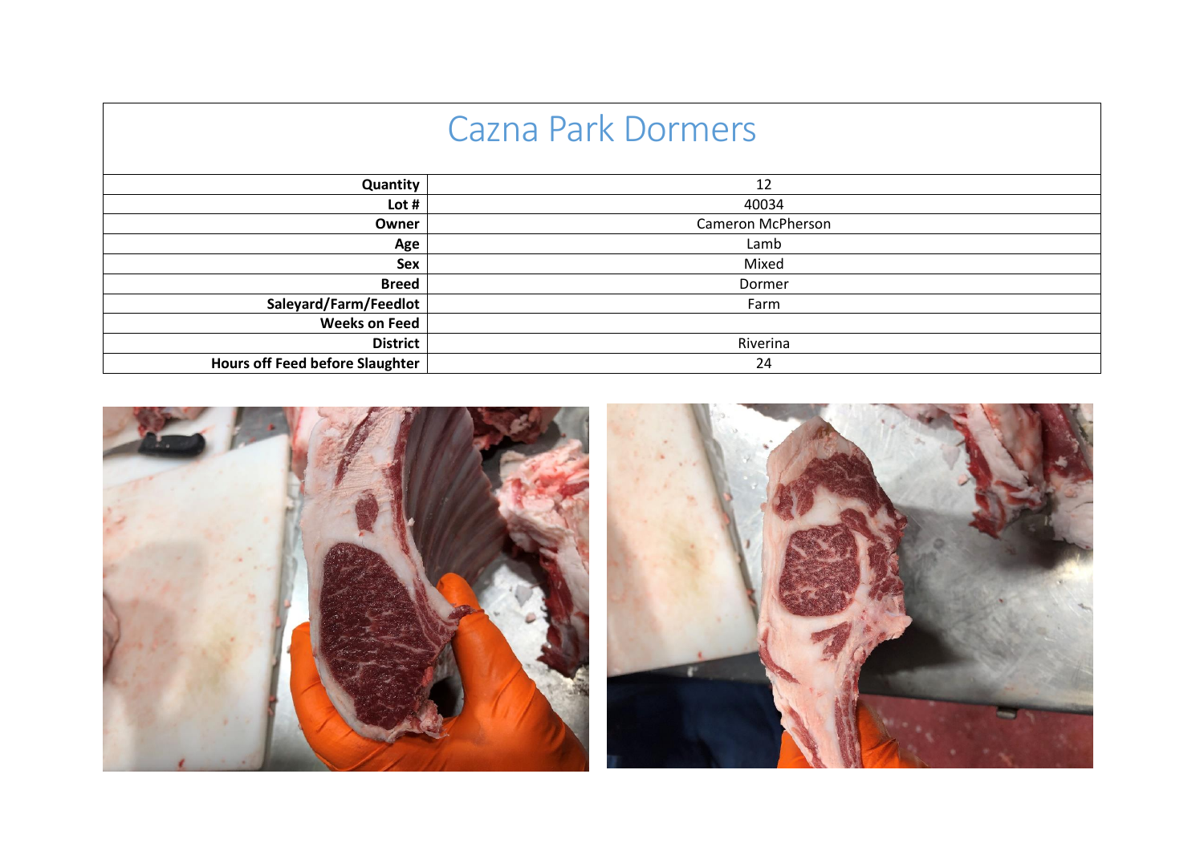# Cazna Park Dormers

| | |
|---|---|
| **Quantity** | 12 |
| **Lot #** | 40034 |
| **Owner** | Cameron McPherson |
| **Age** | Lamb |
| **Sex** | Mixed |
| **Breed** | Dormer |
| **Saleyard/Farm/Feedlot** | Farm |
| **Weeks on Feed** | |
| **District** | Riverina |
| **Hours off Feed before Slaughter** | 24 |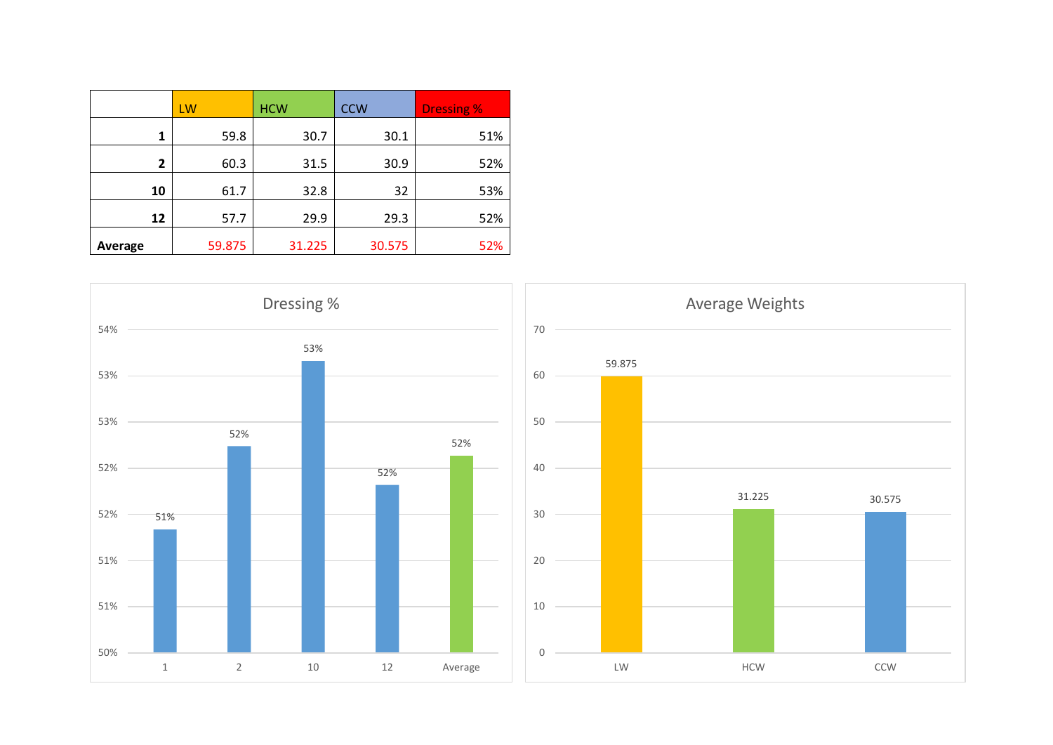| | LW | HCW | CCW | Dressing % |
|---|---|---|---|---|
| **1** | 59.8 | 30.7 | 30.1 | 51% |
| **2** | 60.3 | 31.5 | 30.9 | 52% |
| **10** | 61.7 | 32.8 | 32 | 53% |
| **12** | 57.7 | 29.9 | 29.3 | 52% |
| **Average** | 59.875 | 31.225 | 30.575 | 52% |

Dressing %

| | 1 | 2 | 10 | 12 | Average |
|---|---|---|---|---|---|
| Dressing % | 51% | 52% | 53% | 52% | 52% |

Average Weights

| LW | HCW | CCW |
|---|---|---|
| 59.875 | 31.225 | 30.575 |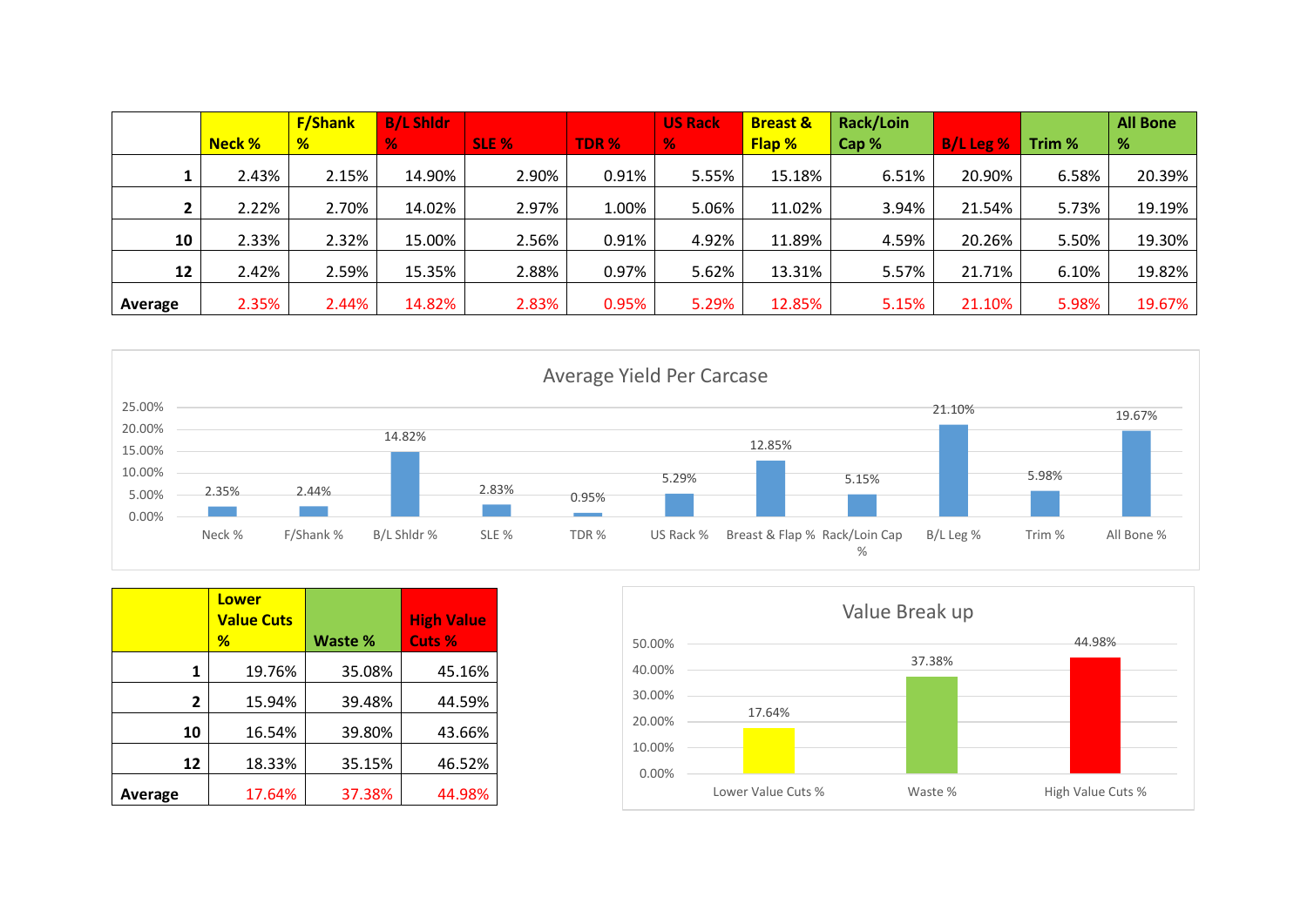| | Neck % | F/Shank % | B/L Shldr % | SLE % | TDR % | US Rack % | Breast & Flap % | Rack/Loin Cap % | B/L Leg % | Trim % | All Bone % |
|---|---|---|---|---|---|---|---|---|---|---|---|
| 1 | 2.43% | 2.15% | 14.90% | 2.90% | 0.91% | 5.55% | 15.18% | 6.51% | 20.90% | 6.58% | 20.39% |
| 2 | 2.22% | 2.70% | 14.02% | 2.97% | 1.00% | 5.06% | 11.02% | 3.94% | 21.54% | 5.73% | 19.19% |
| 10 | 2.33% | 2.32% | 15.00% | 2.56% | 0.91% | 4.92% | 11.89% | 4.59% | 20.26% | 5.50% | 19.30% |
| 12 | 2.42% | 2.59% | 15.35% | 2.88% | 0.97% | 5.62% | 13.31% | 5.57% | 21.71% | 6.10% | 19.82% |
| Average | 2.35% | 2.44% | 14.82% | 2.83% | 0.95% | 5.29% | 12.85% | 5.15% | 21.10% | 5.98% | 19.67% |

Average Yield Per Carcase

25.00%
20.00%
15.00%
10.00%
5.00%
0.00%

2.35% 2.44% 14.82% 2.83% 0.95% 5.29% 12.85% 5.15% 21.10% 5.98% 19.67%

Neck % F/Shank % B/L Shldr % SLE % TDR % US Rack % Breast & Flap % Rack/Loin Cap % B/L Leg % Trim % All Bone %

| | Lower Value Cuts % | Waste % | High Value Cuts % |
|---|---|---|---|
| 1 | 19.76% | 35.08% | 45.16% |
| 2 | 15.94% | 39.48% | 44.59% |
| 10 | 16.54% | 39.80% | 43.66% |
| 12 | 18.33% | 35.15% | 46.52% |
| Average | 17.64% | 37.38% | 44.98% |

Value Break up

50.00%
40.00%
30.00%
20.00%
10.00%
0.00%

17.64% 37.38% 44.98%

Lower Value Cuts % Waste % High Value Cuts %